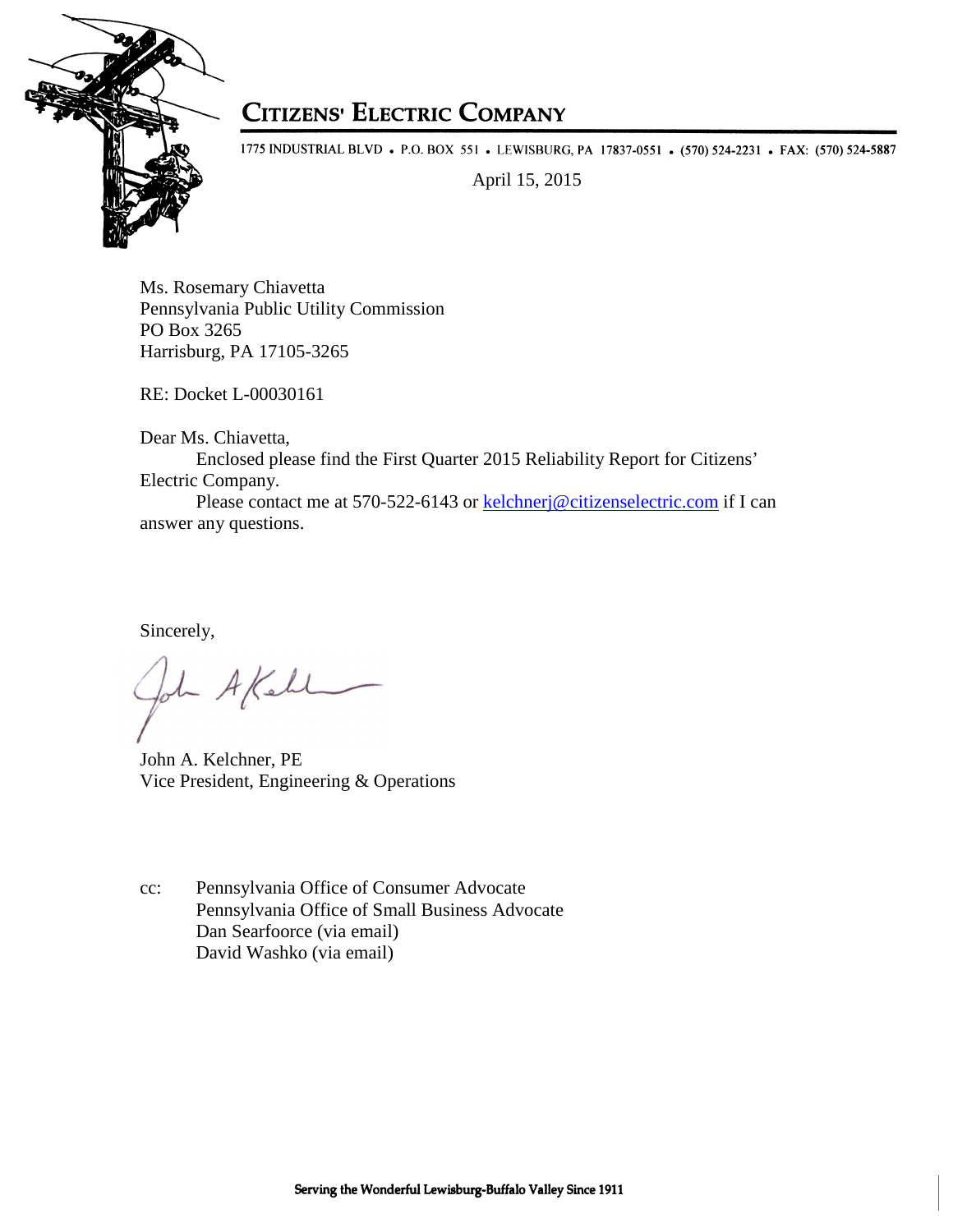# Citizens' Electric Company

1775 INDUSTRIAL BLVD • P.O. BOX 551 • LEWISBURG, PA 17837-0551 • (570) 524-2231 • FAX: (570) 524-5887

April 15, 2015

Ms. Rosemary Chiavetta
Pennsylvania Public Utility Commission
PO Box 3265
Harrisburg, PA 17105-3265

RE: Docket L-00030161

Dear Ms. Chiavetta,

Enclosed please find the First Quarter 2015 Reliability Report for Citizens' Electric Company.

Please contact me at 570-522-6143 or kelchnerj@citizenselectric.com if I can answer any questions.

Sincerely,

John A. Kelchner, PE
Vice President, Engineering & Operations

cc: Pennsylvania Office of Consumer Advocate
Pennsylvania Office of Small Business Advocate
Dan Searfoorce (via email)
David Washko (via email)

Serving the Wonderful Lewisburg-Buffalo Valley Since 1911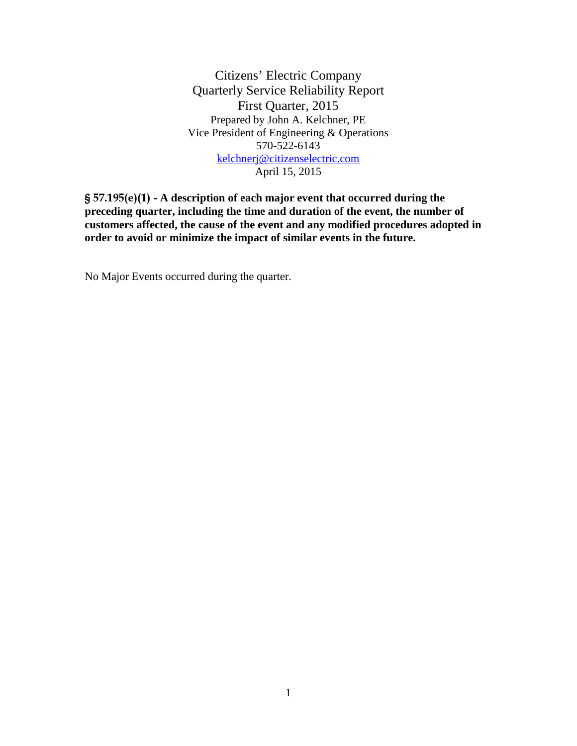# Citizens' Electric Company
## Quarterly Service Reliability Report
## First Quarter, 2015

Prepared by John A. Kelchner, PE
Vice President of Engineering & Operations
570-522-6143
kelchnerj@citizenselectric.com
April 15, 2015

**§ 57.195(e)(1) - A description of each major event that occurred during the preceding quarter, including the time and duration of the event, the number of customers affected, the cause of the event and any modified procedures adopted in order to avoid or minimize the impact of similar events in the future.**

No Major Events occurred during the quarter.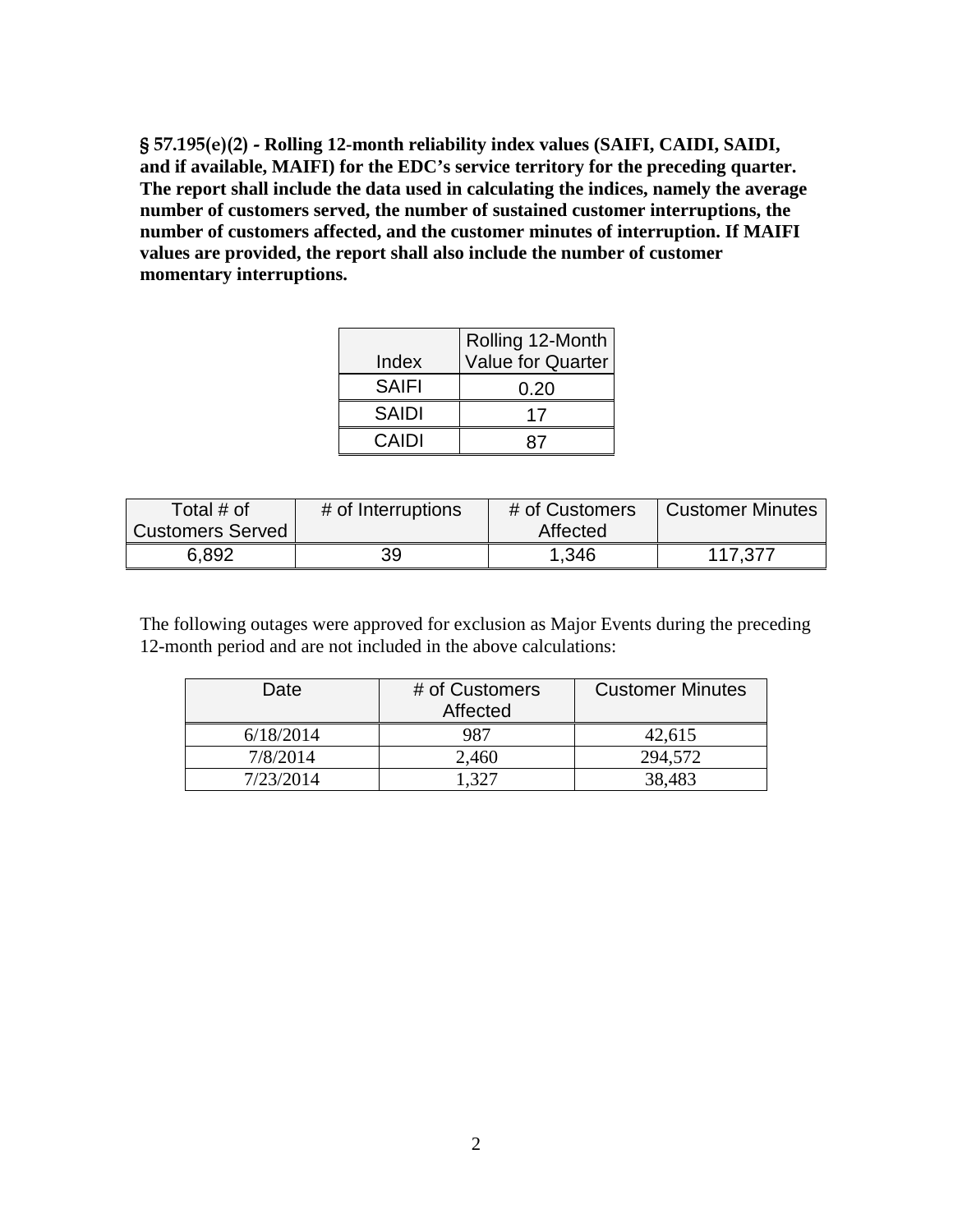**§ 57.195(e)(2) - Rolling 12-month reliability index values (SAIFI, CAIDI, SAIDI, and if available, MAIFI) for the EDC's service territory for the preceding quarter. The report shall include the data used in calculating the indices, namely the average number of customers served, the number of sustained customer interruptions, the number of customers affected, and the customer minutes of interruption. If MAIFI values are provided, the report shall also include the number of customer momentary interruptions.**

| Index | Rolling 12-Month Value for Quarter |
|---|---|
| SAIFI | 0.20 |
| SAIDI | 17 |
| CAIDI | 87 |

| Total # of Customers Served | # of Interruptions | # of Customers Affected | Customer Minutes |
|---|---|---|---|
| 6,892 | 39 | 1,346 | 117,377 |

The following outages were approved for exclusion as Major Events during the preceding 12-month period and are not included in the above calculations:

| Date | # of Customers Affected | Customer Minutes |
|---|---|---|
| 6/18/2014 | 987 | 42,615 |
| 7/8/2014 | 2,460 | 294,572 |
| 7/23/2014 | 1,327 | 38,483 |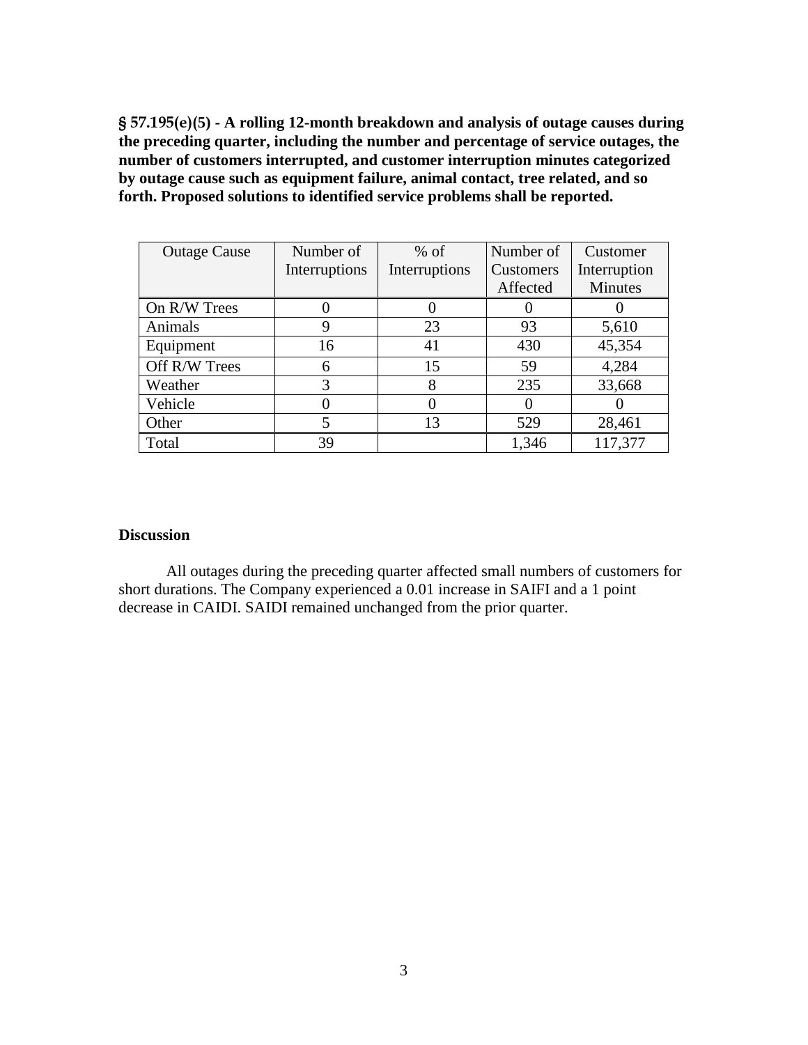**§ 57.195(e)(5) - A rolling 12-month breakdown and analysis of outage causes during the preceding quarter, including the number and percentage of service outages, the number of customers interrupted, and customer interruption minutes categorized by outage cause such as equipment failure, animal contact, tree related, and so forth. Proposed solutions to identified service problems shall be reported.**

| Outage Cause | Number of Interruptions | % of Interruptions | Number of Customers Affected | Customer Interruption Minutes |
|---|---|---|---|---|
| On R/W Trees | 0 | 0 | 0 | 0 |
| Animals | 9 | 23 | 93 | 5,610 |
| Equipment | 16 | 41 | 430 | 45,354 |
| Off R/W Trees | 6 | 15 | 59 | 4,284 |
| Weather | 3 | 8 | 235 | 33,668 |
| Vehicle | 0 | 0 | 0 | 0 |
| Other | 5 | 13 | 529 | 28,461 |
| Total | 39 | | 1,346 | 117,377 |

**Discussion**

All outages during the preceding quarter affected small numbers of customers for short durations. The Company experienced a 0.01 increase in SAIFI and a 1 point decrease in CAIDI. SAIDI remained unchanged from the prior quarter.